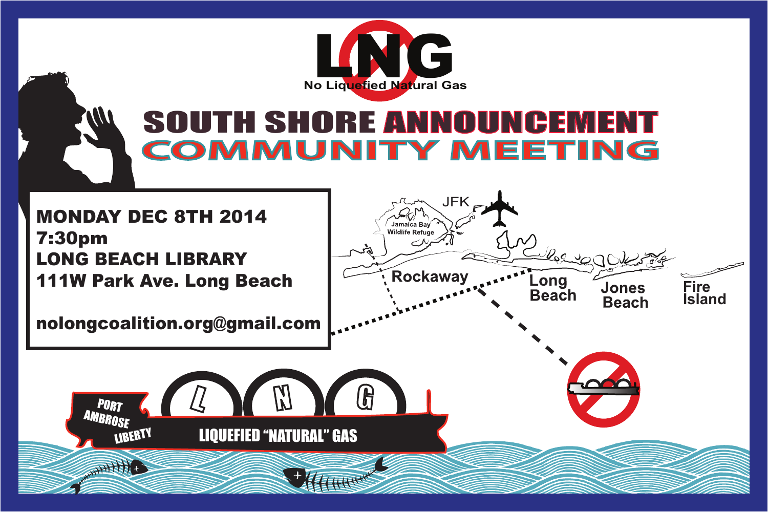# LNG

No Liquefied Natural Gas

## SOUTH SHORE ANNOUNCEMENT
## COMMUNITY MEETING

**MONDAY DEC 8TH 2014**
**7:30pm**
**LONG BEACH LIBRARY**
**111W Park Ave. Long Beach**

**nolongcoalition.org@gmail.com**

JFK

Jamaica Bay Wildlife Refuge

Rockaway

Long Beach

Jones Beach

Fire Island

PORT AMBROSE LIBERTY

L N G

LIQUEFIED "NATURAL" GAS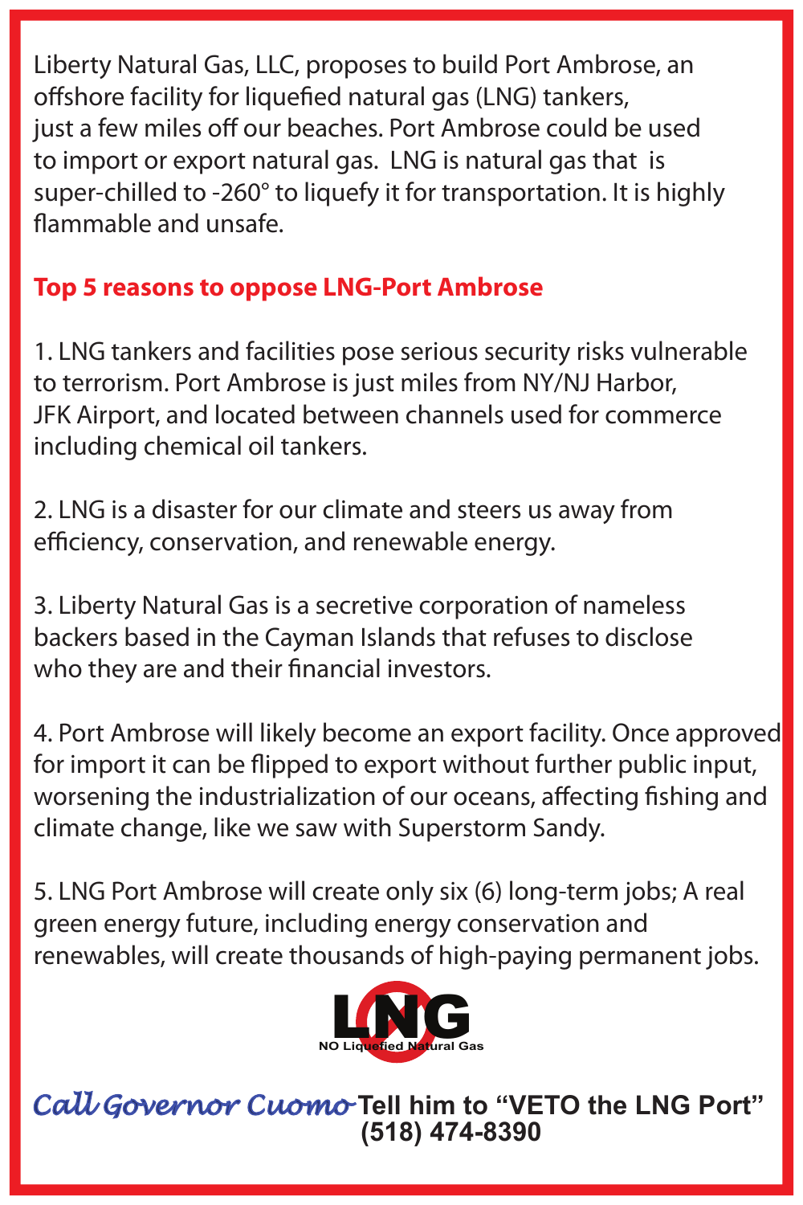Liberty Natural Gas, LLC, proposes to build Port Ambrose, an offshore facility for liquefied natural gas (LNG) tankers, just a few miles off our beaches. Port Ambrose could be used to import or export natural gas. LNG is natural gas that is super-chilled to -260° to liquefy it for transportation. It is highly flammable and unsafe.

## Top 5 reasons to oppose LNG-Port Ambrose

1. LNG tankers and facilities pose serious security risks vulnerable to terrorism. Port Ambrose is just miles from NY/NJ Harbor, JFK Airport, and located between channels used for commerce including chemical oil tankers.

2. LNG is a disaster for our climate and steers us away from efficiency, conservation, and renewable energy.

3. Liberty Natural Gas is a secretive corporation of nameless backers based in the Cayman Islands that refuses to disclose who they are and their financial investors.

4. Port Ambrose will likely become an export facility. Once approved for import it can be flipped to export without further public input, worsening the industrialization of our oceans, affecting fishing and climate change, like we saw with Superstorm Sandy.

5. LNG Port Ambrose will create only six (6) long-term jobs; A real green energy future, including energy conservation and renewables, will create thousands of high-paying permanent jobs.

LNG

NO Liquefied Natural Gas

*Call Governor Cuomo* **Tell him to "VETO the LNG Port"**
**(518) 474-8390**